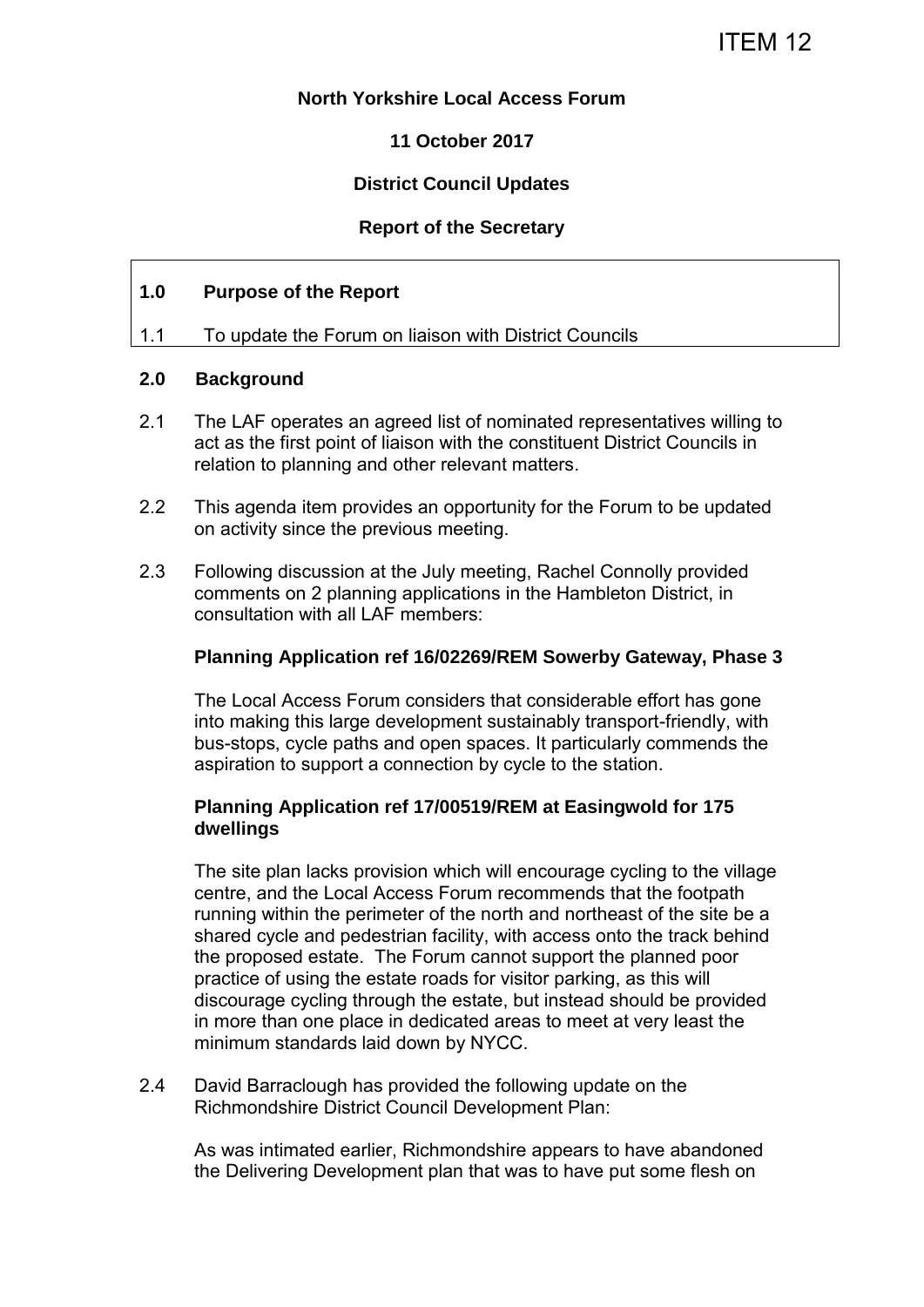ITEM 12

**North Yorkshire Local Access Forum**

**11 October 2017**

**District Council Updates**

**Report of the Secretary**

## 1.0 Purpose of the Report

1.1 To update the Forum on liaison with District Councils

## 2.0 Background

2.1 The LAF operates an agreed list of nominated representatives willing to act as the first point of liaison with the constituent District Councils in relation to planning and other relevant matters.

2.2 This agenda item provides an opportunity for the Forum to be updated on activity since the previous meeting.

2.3 Following discussion at the July meeting, Rachel Connolly provided comments on 2 planning applications in the Hambleton District, in consultation with all LAF members:

**Planning Application ref 16/02269/REM Sowerby Gateway, Phase 3**

The Local Access Forum considers that considerable effort has gone into making this large development sustainably transport-friendly, with bus-stops, cycle paths and open spaces. It particularly commends the aspiration to support a connection by cycle to the station.

**Planning Application ref 17/00519/REM at Easingwold for 175 dwellings**

The site plan lacks provision which will encourage cycling to the village centre, and the Local Access Forum recommends that the footpath running within the perimeter of the north and northeast of the site be a shared cycle and pedestrian facility, with access onto the track behind the proposed estate. The Forum cannot support the planned poor practice of using the estate roads for visitor parking, as this will discourage cycling through the estate, but instead should be provided in more than one place in dedicated areas to meet at very least the minimum standards laid down by NYCC.

2.4 David Barraclough has provided the following update on the Richmondshire District Council Development Plan:

As was intimated earlier, Richmondshire appears to have abandoned the Delivering Development plan that was to have put some flesh on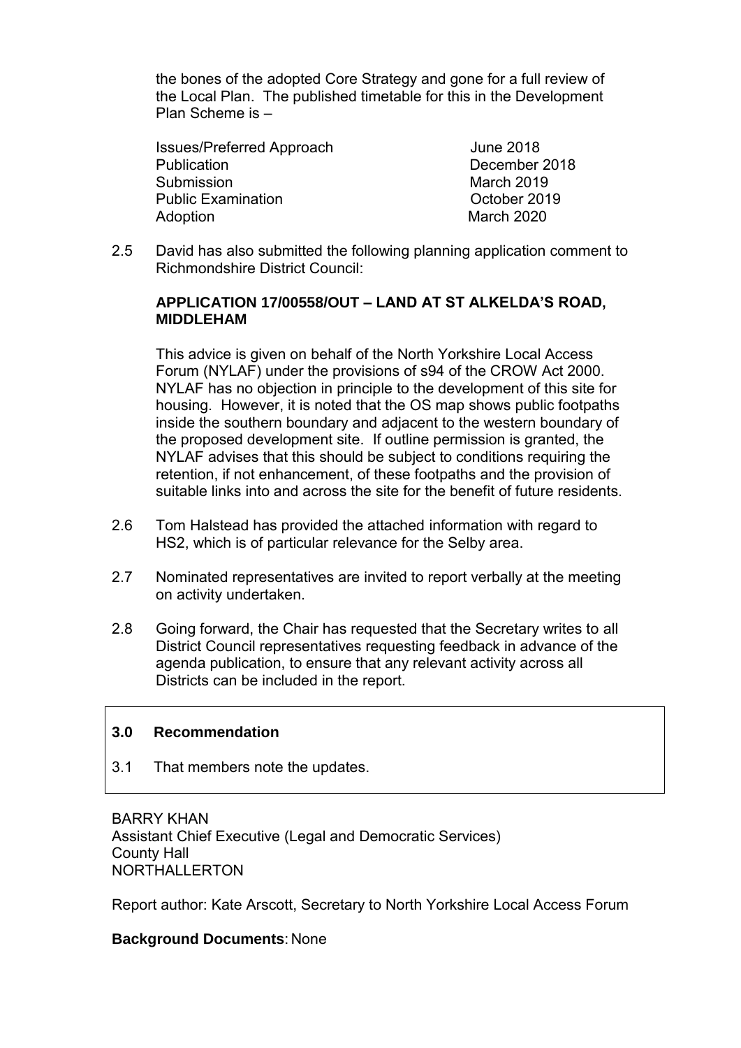the bones of the adopted Core Strategy and gone for a full review of the Local Plan. The published timetable for this in the Development Plan Scheme is –

| | |
|---|---|
| Issues/Preferred Approach | June 2018 |
| Publication | December 2018 |
| Submission | March 2019 |
| Public Examination | October 2019 |
| Adoption | March 2020 |

2.5 David has also submitted the following planning application comment to Richmondshire District Council:

**APPLICATION 17/00558/OUT – LAND AT ST ALKELDA'S ROAD, MIDDLEHAM**

This advice is given on behalf of the North Yorkshire Local Access Forum (NYLAF) under the provisions of s94 of the CROW Act 2000. NYLAF has no objection in principle to the development of this site for housing. However, it is noted that the OS map shows public footpaths inside the southern boundary and adjacent to the western boundary of the proposed development site. If outline permission is granted, the NYLAF advises that this should be subject to conditions requiring the retention, if not enhancement, of these footpaths and the provision of suitable links into and across the site for the benefit of future residents.

2.6 Tom Halstead has provided the attached information with regard to HS2, which is of particular relevance for the Selby area.

2.7 Nominated representatives are invited to report verbally at the meeting on activity undertaken.

2.8 Going forward, the Chair has requested that the Secretary writes to all District Council representatives requesting feedback in advance of the agenda publication, to ensure that any relevant activity across all Districts can be included in the report.

### 3.0 Recommendation

3.1 That members note the updates.

BARRY KHAN
Assistant Chief Executive (Legal and Democratic Services)
County Hall
NORTHALLERTON

Report author: Kate Arscott, Secretary to North Yorkshire Local Access Forum

**Background Documents**: None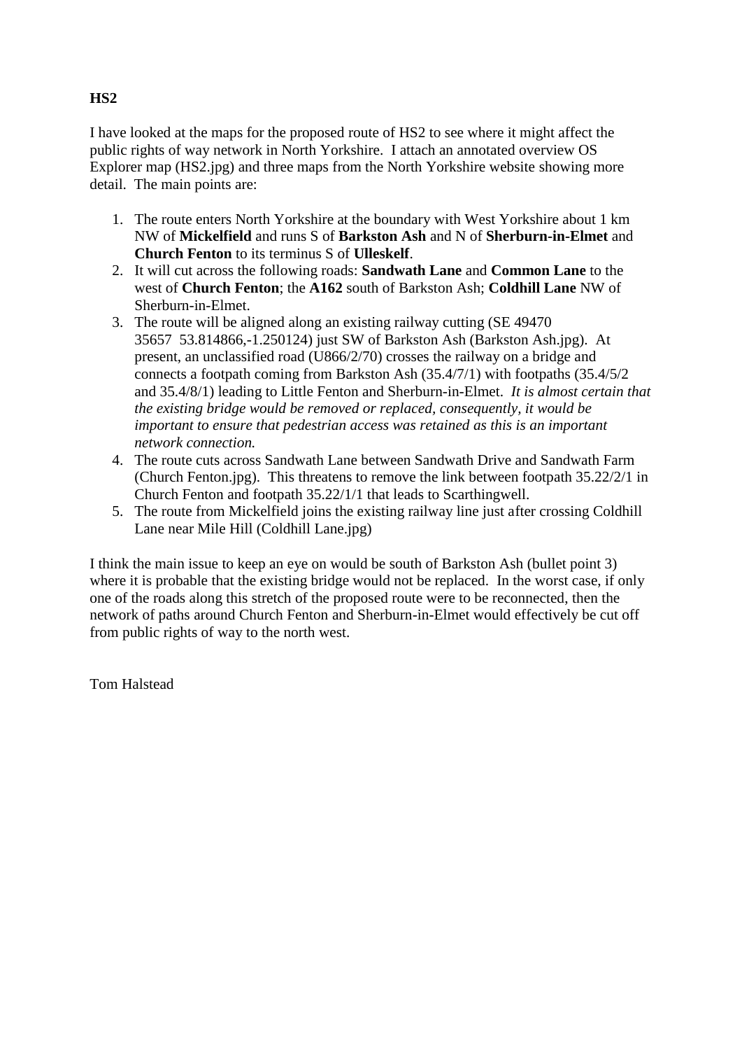**HS2**

I have looked at the maps for the proposed route of HS2 to see where it might affect the public rights of way network in North Yorkshire. I attach an annotated overview OS Explorer map (HS2.jpg) and three maps from the North Yorkshire website showing more detail. The main points are:

1. The route enters North Yorkshire at the boundary with West Yorkshire about 1 km NW of **Mickelfield** and runs S of **Barkston Ash** and N of **Sherburn-in-Elmet** and **Church Fenton** to its terminus S of **Ulleskelf**.
2. It will cut across the following roads: **Sandwath Lane** and **Common Lane** to the west of **Church Fenton**; the **A162** south of Barkston Ash; **Coldhill Lane** NW of Sherburn-in-Elmet.
3. The route will be aligned along an existing railway cutting (SE 49470 35657 53.814866,-1.250124) just SW of Barkston Ash (Barkston Ash.jpg). At present, an unclassified road (U866/2/70) crosses the railway on a bridge and connects a footpath coming from Barkston Ash (35.4/7/1) with footpaths (35.4/5/2 and 35.4/8/1) leading to Little Fenton and Sherburn-in-Elmet. *It is almost certain that the existing bridge would be removed or replaced, consequently, it would be important to ensure that pedestrian access was retained as this is an important network connection.*
4. The route cuts across Sandwath Lane between Sandwath Drive and Sandwath Farm (Church Fenton.jpg). This threatens to remove the link between footpath 35.22/2/1 in Church Fenton and footpath 35.22/1/1 that leads to Scarthingwell.
5. The route from Mickelfield joins the existing railway line just after crossing Coldhill Lane near Mile Hill (Coldhill Lane.jpg)

I think the main issue to keep an eye on would be south of Barkston Ash (bullet point 3) where it is probable that the existing bridge would not be replaced. In the worst case, if only one of the roads along this stretch of the proposed route were to be reconnected, then the network of paths around Church Fenton and Sherburn-in-Elmet would effectively be cut off from public rights of way to the north west.

Tom Halstead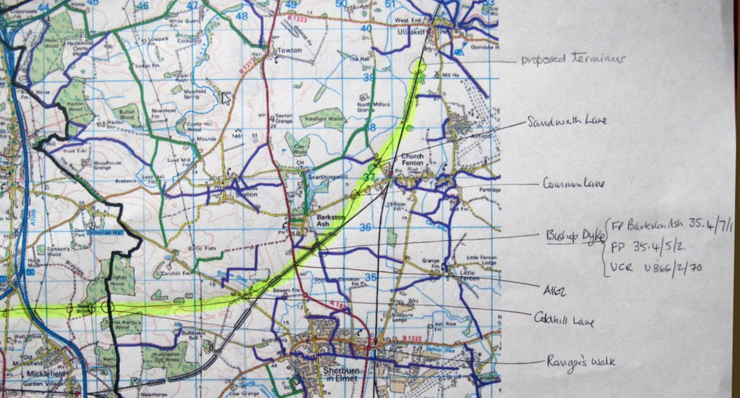proposed terminus

Sandwath Lane

Common Lane

Bishop Dyke
- FP Barkston Ash 35.4/7/1
- FP 35.4/5/2.
- UCR U866/2/70

A162

Coldhill Lane

Rangers Walk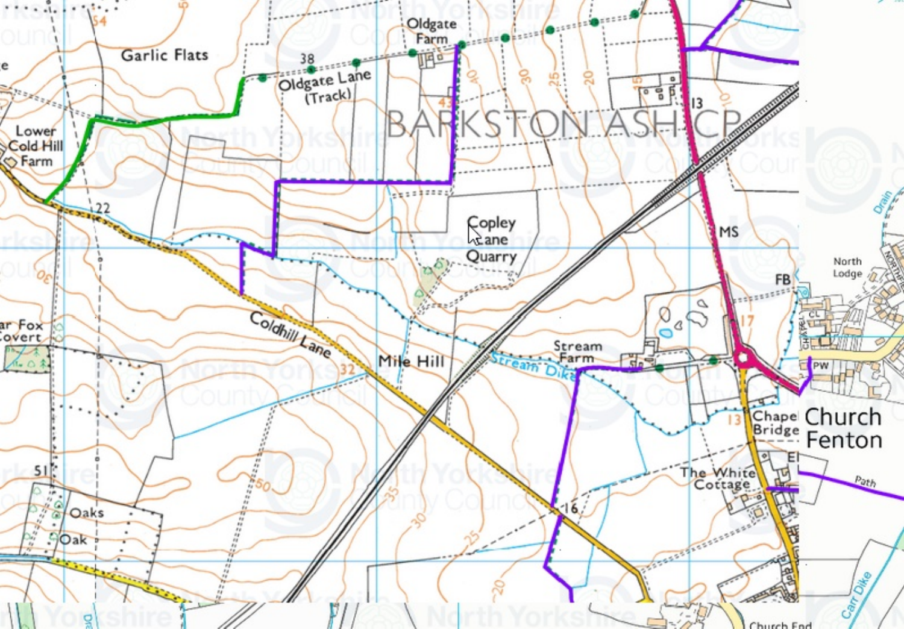Garlic Flats

Oldgate Farm

Oldgate Lane (Track)

Lower Cold Hill Farm

BARKSTON ASH CP

Copley Lane Quarry

Coldhill Lane

Mile Hill

Stream Farm

Stream Dike

MS

FB

North Lodge

Chapel Bridge

Church Fenton

The White Cottage

Path

Fox Covert

Oaks

Oak

Church End

Carr Dike

Drain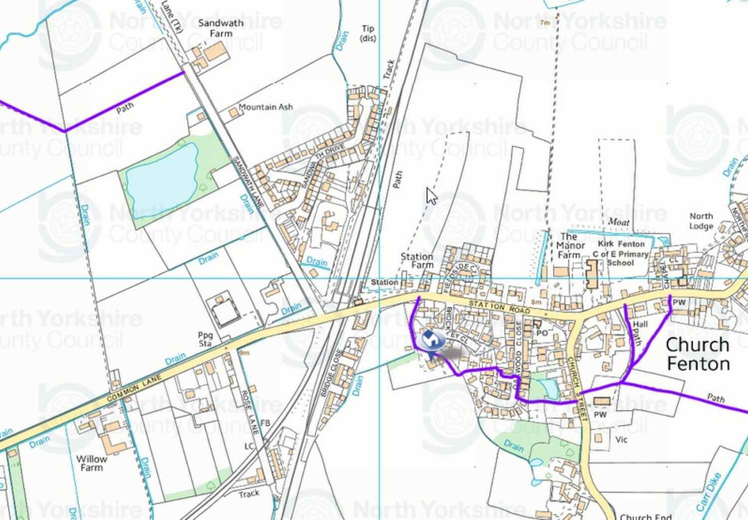Sandwath Farm
Lane (Tk)
Tip (dis)
Drain
Track
Path
Mountain Ash
SANDWATH DRIVE
SANDWATH LANE
Drain
Path
Drain
Drain
Drain
Station Farm
Station
FIELDSIDE CL
STATION ROAD
8m
BRACKLEY CL
PO
WOOD CLOSE
The Manor Farm
Moat
Kirk Fenton C of E Primary School
North Lodge
CHAPEL CL
PW
Hall Path
Church Fenton
Path
CHURCH STREET
PW
Vic
Drain
Church End
Carr Dike
Drain
Ppg Sta
COMMON LANE
Drain
9m
ROSE LANE
FB
LC
Track
BRIDGE CLOSE
Drain
Willow Farm
Drain
Drain
7m
North Yorkshire County Council